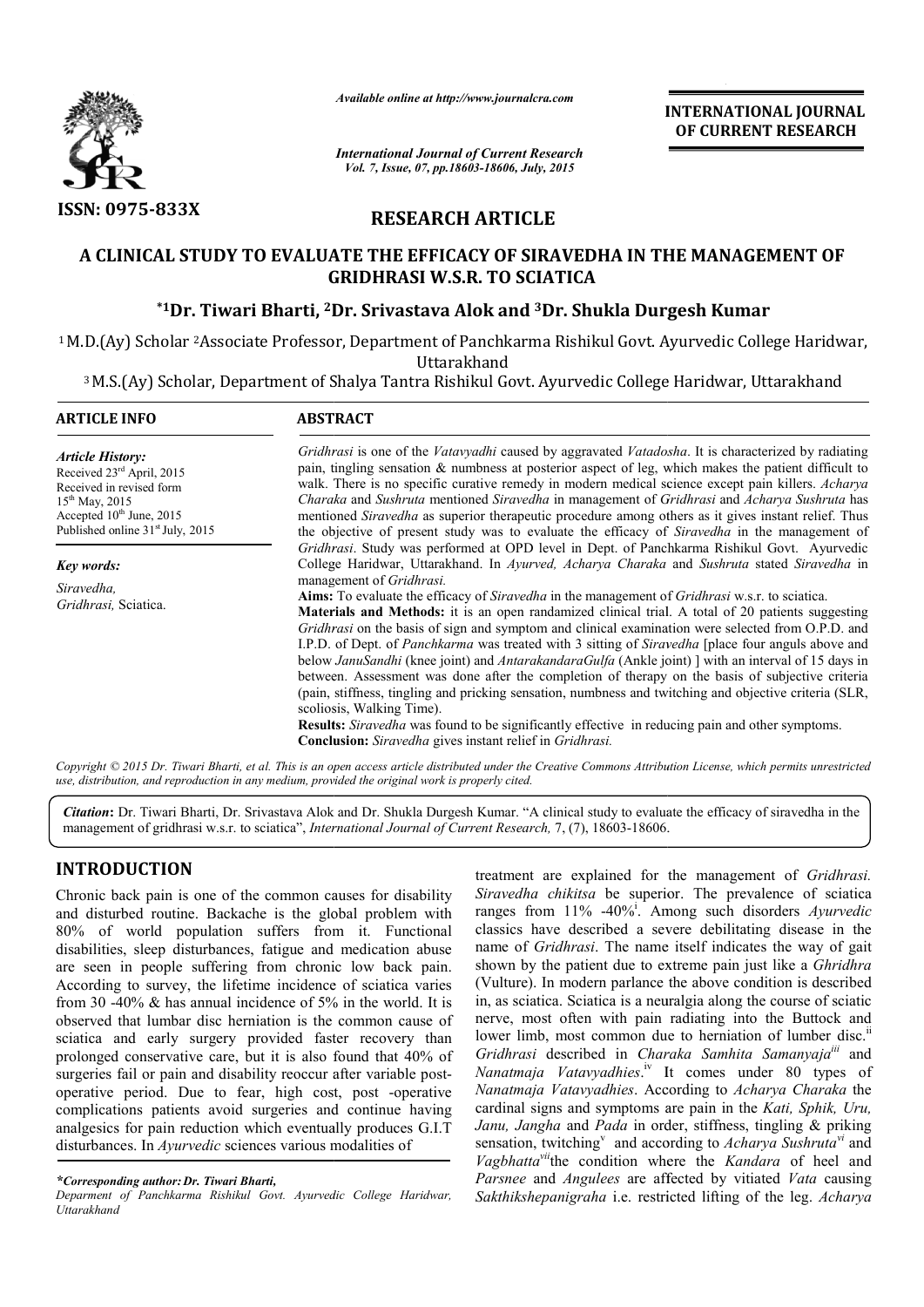**ISSN: 0975-833X**

*Available online at http://www.journalcra.com*

*International Journal of Current Research*
*Vol. 7, Issue, 07, pp.18603-18606, July, 2015*

**INTERNATIONAL JOURNAL OF CURRENT RESEARCH**

# RESEARCH ARTICLE

# A CLINICAL STUDY TO EVALUATE THE EFFICACY OF SIRAVEDHA IN THE MANAGEMENT OF GRIDHRASI W.S.R. TO SCIATICA

**\*[1]Dr. Tiwari Bharti, [2]Dr. Srivastava Alok and [3]Dr. Shukla Durgesh Kumar**

[1]M.D.(Ay) Scholar [2]Associate Professor, Department of Panchkarma Rishikul Govt. Ayurvedic College Haridwar, Uttarakhand

[3]M.S.(Ay) Scholar, Department of Shalya Tantra Rishikul Govt. Ayurvedic College Haridwar, Uttarakhand

**ARTICLE INFO**

*Article History:*
Received 23rd April, 2015
Received in revised form
15th May, 2015
Accepted 10th June, 2015
Published online 31st July, 2015

*Key words:*
*Siravedha,*
*Gridhrasi,* Sciatica.

**ABSTRACT**

*Gridhrasi* is one of the *Vatavyadhi* caused by aggravated *Vatadosha*. It is characterized by radiating pain, tingling sensation & numbness at posterior aspect of leg, which makes the patient difficult to walk. There is no specific curative remedy in modern medical science except pain killers. *Acharya Charaka* and *Sushruta* mentioned *Siravedha* in management of *Gridhrasi* and *Acharya Sushruta* has mentioned *Siravedha* as superior therapeutic procedure among others as it gives instant relief. Thus the objective of present study was to evaluate the efficacy of *Siravedha* in the management of *Gridhrasi*. Study was performed at OPD level in Dept. of Panchkarma Rishikul Govt. Ayurvedic College Haridwar, Uttarakhand. In *Ayurved, Acharya Charaka* and *Sushruta* stated *Siravedha* in management of *Gridhrasi.*

**Aims:** To evaluate the efficacy of *Siravedha* in the management of *Gridhrasi* w.s.r. to sciatica.

**Materials and Methods:** it is an open randamized clinical trial. A total of 20 patients suggesting *Gridhrasi* on the basis of sign and symptom and clinical examination were selected from O.P.D. and I.P.D. of Dept. of *Panchkarma* was treated with 3 sitting of *Siravedha* [place four anguls above and below *JanuSandhi* (knee joint) and *AntarakandaraGulfa* (Ankle joint) ] with an interval of 15 days in between. Assessment was done after the completion of therapy on the basis of subjective criteria (pain, stiffness, tingling and pricking sensation, numbness and twitching and objective criteria (SLR, scoliosis, Walking Time).

**Results:** *Siravedha* was found to be significantly effective in reducing pain and other symptoms.

**Conclusion:** *Siravedha* gives instant relief in *Gridhrasi.*

*Copyright © 2015 Dr. Tiwari Bharti, et al. This is an open access article distributed under the Creative Commons Attribution License, which permits unrestricted use, distribution, and reproduction in any medium, provided the original work is properly cited.*

***Citation*:** Dr. Tiwari Bharti, Dr. Srivastava Alok and Dr. Shukla Durgesh Kumar. "A clinical study to evaluate the efficacy of siravedha in the management of gridhrasi w.s.r. to sciatica", *International Journal of Current Research,* 7, (7), 18603-18606.

## INTRODUCTION

Chronic back pain is one of the common causes for disability and disturbed routine. Backache is the global problem with 80% of world population suffers from it. Functional disabilities, sleep disturbances, fatigue and medication abuse are seen in people suffering from chronic low back pain. According to survey, the lifetime incidence of sciatica varies from 30 -40% & has annual incidence of 5% in the world. It is observed that lumbar disc herniation is the common cause of sciatica and early surgery provided faster recovery than prolonged conservative care, but it is also found that 40% of surgeries fail or pain and disability reoccur after variable post-operative period. Due to fear, high cost, post -operative complications patients avoid surgeries and continue having analgesics for pain reduction which eventually produces G.I.T disturbances. In *Ayurvedic* sciences various modalities of treatment are explained for the management of *Gridhrasi. Siravedha chikitsa* be superior. The prevalence of sciatica ranges from 11% -40%[i]. Among such disorders *Ayurvedic* classics have described a severe debilitating disease in the name of *Gridhrasi*. The name itself indicates the way of gait shown by the patient due to extreme pain just like a *Ghridhra* (Vulture). In modern parlance the above condition is described in, as sciatica. Sciatica is a neuralgia along the course of sciatic nerve, most often with pain radiating into the Buttock and lower limb, most common due to herniation of lumber disc.[ii] *Gridhrasi* described in *Charaka Samhita Samanyaja*[iii] and *Nanatmaja Vatavyadhies*.[iv] It comes under 80 types of *Nanatmaja Vatavyadhies*. According to *Acharya Charaka* the cardinal signs and symptoms are pain in the *Kati, Sphik, Uru, Janu, Jangha* and *Pada* in order, stiffness, tingling & priking sensation, twitching[v] and according to *Acharya Sushruta*[vi] and *Vagbhatta*[vii]the condition where the *Kandara* of heel and *Parsnee* and *Angulees* are affected by vitiated *Vata* causing *Sakthikshepanigraha* i.e. restricted lifting of the leg. *Acharya*

***Corresponding author: Dr. Tiwari Bharti,***
*Deparment of Panchkarma Rishikul Govt. Ayurvedic College Haridwar, Uttarakhand*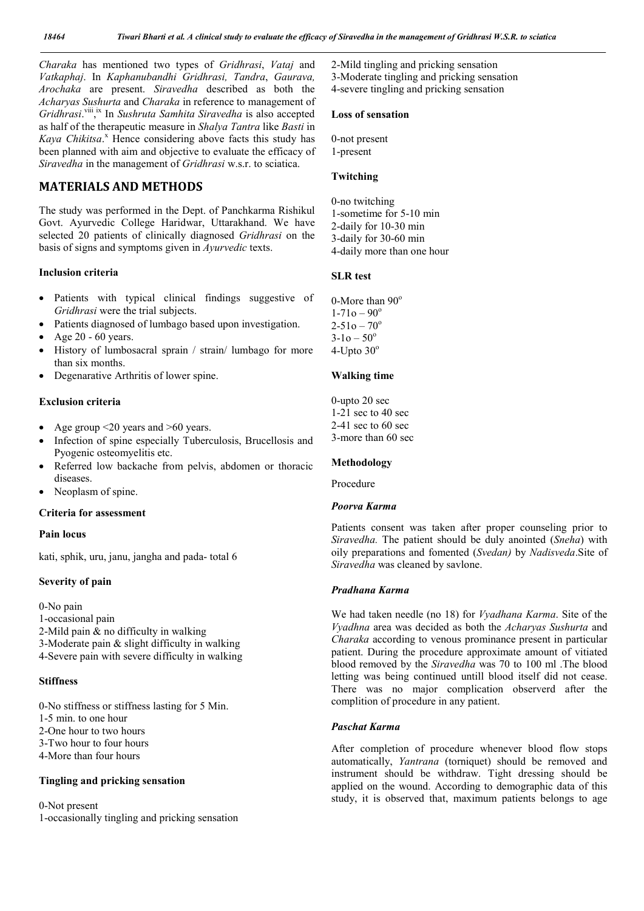*Charaka* has mentioned two types of *Gridhrasi*, *Vataj* and *Vatkaphaj*. In *Kaphanubandhi Gridhrasi, Tandra*, *Gaurava, Arochaka* are present. *Siravedha* described as both the *Acharyas Sushurta* and *Charaka* in reference to management of *Gridhrasi*.[viii],[ix] In *Sushruta Samhita Siravedha* is also accepted as half of the therapeutic measure in *Shalya Tantra* like *Basti* in *Kaya Chikitsa*.[x] Hence considering above facts this study has been planned with aim and objective to evaluate the efficacy of *Siravedha* in the management of *Gridhrasi* w.s.r. to sciatica.

## MATERIALS AND METHODS

The study was performed in the Dept. of Panchkarma Rishikul Govt. Ayurvedic College Haridwar, Uttarakhand. We have selected 20 patients of clinically diagnosed *Gridhrasi* on the basis of signs and symptoms given in *Ayurvedic* texts.

### Inclusion criteria

- Patients with typical clinical findings suggestive of *Gridhrasi* were the trial subjects.
- Patients diagnosed of lumbago based upon investigation.
- Age 20 - 60 years.
- History of lumbosacral sprain / strain/ lumbago for more than six months.
- Degenarative Arthritis of lower spine.

### Exclusion criteria

- Age group <20 years and >60 years.
- Infection of spine especially Tuberculosis, Brucellosis and Pyogenic osteomyelitis etc.
- Referred low backache from pelvis, abdomen or thoracic diseases.
- Neoplasm of spine.

### Criteria for assessment

#### Pain locus

kati, sphik, uru, janu, jangha and pada- total 6

#### Severity of pain

0-No pain
1-occasional pain
2-Mild pain & no difficulty in walking
3-Moderate pain & slight difficulty in walking
4-Severe pain with severe difficulty in walking

#### Stiffness

0-No stiffness or stiffness lasting for 5 Min.
1-5 min. to one hour
2-One hour to two hours
3-Two hour to four hours
4-More than four hours

#### Tingling and pricking sensation

0-Not present
1-occasionally tingling and pricking sensation
2-Mild tingling and pricking sensation
3-Moderate tingling and pricking sensation
4-severe tingling and pricking sensation

#### Loss of sensation

0-not present
1-present

#### Twitching

0-no twitching
1-sometime for 5-10 min
2-daily for 10-30 min
3-daily for 30-60 min
4-daily more than one hour

#### SLR test

0-More than 90°
1-71o – 90°
2-51o – 70°
3-1o – 50°
4-Upto 30°

#### Walking time

0-upto 20 sec
1-21 sec to 40 sec
2-41 sec to 60 sec
3-more than 60 sec

### Methodology

Procedure

#### *Poorva Karma*

Patients consent was taken after proper counseling prior to *Siravedha.* The patient should be duly anointed (*Sneha*) with oily preparations and fomented (*Svedan)* by *Nadisveda*.Site of *Siravedha* was cleaned by savlone.

#### *Pradhana Karma*

We had taken needle (no 18) for *Vyadhana Karma*. Site of the *Vyadhna* area was decided as both the *Acharyas Sushurta* and *Charaka* according to venous prominance present in particular patient. During the procedure approximate amount of vitiated blood removed by the *Siravedha* was 70 to 100 ml .The blood letting was being continued untill blood itself did not cease. There was no major complication observerd after the complition of procedure in any patient.

#### *Paschat Karma*

After completion of procedure whenever blood flow stops automatically, *Yantrana* (torniquet) should be removed and instrument should be withdraw. Tight dressing should be applied on the wound. According to demographic data of this study, it is observed that, maximum patients belongs to age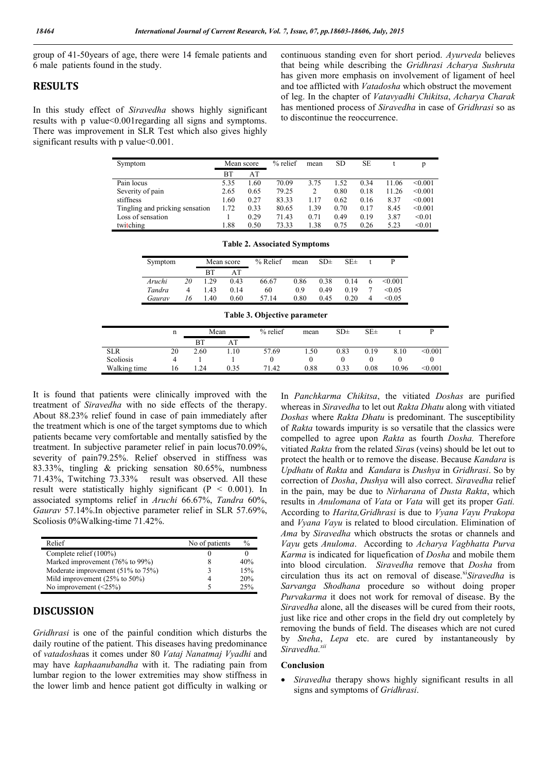group of 41-50years of age, there were 14 female patients and 6 male patients found in the study.

## RESULTS

In this study effect of *Siravedha* shows highly significant results with p value<0.001regarding all signs and symptoms. There was improvement in SLR Test which also gives highly significant results with p value<0.001.

continuous standing even for short period. *Ayurveda* believes that being while describing the *Gridhrasi Acharya Sushruta* has given more emphasis on involvement of ligament of heel and toe afflicted with *Vatadosha* which obstruct the movement of leg. In the chapter of *Vatavyadhi Chikitsa*, *Acharya Charak* has mentioned process of *Siravedha* in case of *Gridhrasi* so as to discontinue the reoccurrence.

| Symptom | Mean score | | % relief | mean | SD | SE | t | p |
|---|---|---|---|---|---|---|---|---|
| | BT | AT | | | | | | |
| Pain locus | 5.35 | 1.60 | 70.09 | 3.75 | 1.52 | 0.34 | 11.06 | <0.001 |
| Severity of pain | 2.65 | 0.65 | 79.25 | 2 | 0.80 | 0.18 | 11.26 | <0.001 |
| stiffness | 1.60 | 0.27 | 83.33 | 1.17 | 0.62 | 0.16 | 8.37 | <0.001 |
| Tingling and pricking sensation | 1.72 | 0.33 | 80.65 | 1.39 | 0.70 | 0.17 | 8.45 | <0.001 |
| Loss of sensation | 1 | 0.29 | 71.43 | 0.71 | 0.49 | 0.19 | 3.87 | <0.01 |
| twitching | 1.88 | 0.50 | 73.33 | 1.38 | 0.75 | 0.26 | 5.23 | <0.01 |

**Table 2. Associated Symptoms**

| Symptom | | Mean score | | % Relief | mean | SD± | SE± | t | P |
|---|---|---|---|---|---|---|---|---|---|
| | | BT | AT | | | | | | |
| *Aruchi* | *20* | 1.29 | 0.43 | 66.67 | 0.86 | 0.38 | 0.14 | 6 | <0.001 |
| *Tandra* | 4 | 1.43 | 0.14 | 60 | 0.9 | 0.49 | 0.19 | 7 | <0.05 |
| *Gaurav* | *16* | 1.40 | 0.60 | 57.14 | 0.80 | 0.45 | 0.20 | 4 | <0.05 |

**Table 3. Objective parameter**

| | n | Mean | | % relief | mean | SD± | SE± | t | P |
|---|---|---|---|---|---|---|---|---|---|
| | | BT | AT | | | | | | |
| SLR | 20 | 2.60 | 1.10 | 57.69 | 1.50 | 0.83 | 0.19 | 8.10 | <0.001 |
| Scoliosis | 4 | 1 | 1 | 0 | 0 | 0 | 0 | 0 | 0 |
| Walking time | 16 | 1.24 | 0.35 | 71.42 | 0.88 | 0.33 | 0.08 | 10.96 | <0.001 |

It is found that patients were clinically improved with the treatment of *Siravedha* with no side effects of the therapy. About 88.23% relief found in case of pain immediately after the treatment which is one of the target symptoms due to which patients became very comfortable and mentally satisfied by the treatment. In subjective parameter relief in pain locus70.09%, severity of pain79.25%. Relief observed in stiffness was 83.33%, tingling & pricking sensation 80.65%, numbness 71.43%, Twitching 73.33% result was observed. All these result were statistically highly significant (P < 0.001). In associated symptoms relief in *Aruchi* 66.67%, *Tandra* 60%, *Gaurav* 57.14%.In objective parameter relief in SLR 57.69%, Scoliosis 0%Walking-time 71.42%.

| Relief | No of patients | % |
|---|---|---|
| Complete relief (100%) | 0 | 0 |
| Marked improvement (76% to 99%) | 8 | 40% |
| Moderate improvement (51% to 75%) | 3 | 15% |
| Mild improvement (25% to 50%) | 4 | 20% |
| No improvement (<25%) | 5 | 25% |

## DISCUSSION

*Gridhrasi* is one of the painful condition which disturbs the daily routine of the patient. This diseases having predominance of *vatadosha*as it comes under 80 *Vataj Nanatmaj Vyadhi* and may have *kaphaanubandha* with it. The radiating pain from lumbar region to the lower extremities may show stiffness in the lower limb and hence patient got difficulty in walking or

In *Panchkarma Chikitsa*, the vitiated *Doshas* are purified whereas in *Siravedha* to let out *Rakta Dhatu* along with vitiated *Doshas* where *Rakta Dhatu* is predominant. The susceptibility of *Rakta* towards impurity is so versatile that the classics were compelled to agree upon *Rakta* as fourth *Dosha.* Therefore vitiated *Rakta* from the related *Sira*s (veins) should be let out to protect the health or to remove the disease. Because *Kandara* is *Updhatu* of *Rakta* and *Kandara* is *Dushya* in *Gridhrasi*. So by correction of *Dosha*, *Dushya* will also correct. *Siravedha* relief in the pain, may be due to *Nirharana* of *Dusta Rakta*, which results in *Anulomana* of *Vata* or *Vata* will get its proper *Gati.* According to *Harita,Gridhrasi* is due to *Vyana Vayu Prakopa* and *Vyana Vayu* is related to blood circulation. Elimination of *Ama* by *Siravedha* which obstructs the srotas or channels and *Vayu* gets *Anuloma*. According to *Acharya Vagbhatta Purva Karma* is indicated for liquefication of *Dosha* and mobile them into blood circulation. *Siravedha* remove that *Dosha* from circulation thus its act on removal of disease.[xi] *Siravedha* is *Sarvanga Shodhana* procedure so without doing proper *Purvakarma* it does not work for removal of disease. By the *Siravedha* alone, all the diseases will be cured from their roots, just like rice and other crops in the field dry out completely by removing the bunds of field. The diseases which are not cured by *Sneha*, *Lepa* etc. are cured by instantaneously by *Siravedha.*[xii]

### Conclusion

- *Siravedha* therapy shows highly significant results in all signs and symptoms of *Gridhrasi*.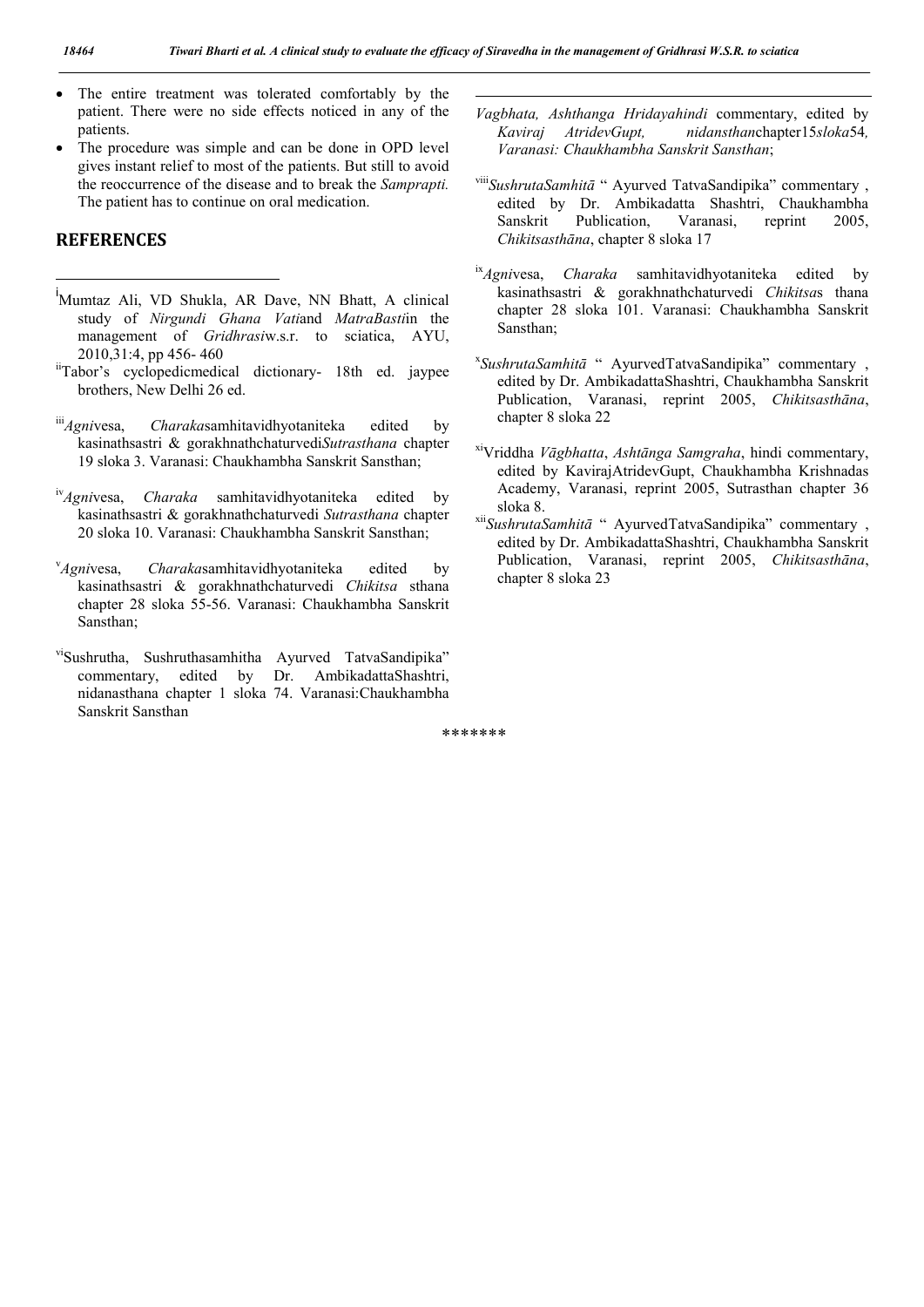- The entire treatment was tolerated comfortably by the patient. There were no side effects noticed in any of the patients.
- The procedure was simple and can be done in OPD level gives instant relief to most of the patients. But still to avoid the reoccurrence of the disease and to break the *Samprapti.* The patient has to continue on oral medication.

## REFERENCES

[i] Mumtaz Ali, VD Shukla, AR Dave, NN Bhatt, A clinical study of *Nirgundi Ghana Vati*and *MatraBasti*in the management of *Gridhrasi*w.s.r. to sciatica, AYU, 2010,31:4, pp 456- 460

[ii] Tabor's cyclopedicmedical dictionary- 18th ed. jaypee brothers, New Delhi 26 ed.

[iii] *Agni*vesa, *Charaka*samhitavidhyotaniteka edited by kasinathsastri & gorakhnathchaturvedi*Sutrasthana* chapter 19 sloka 3. Varanasi: Chaukhambha Sanskrit Sansthan;

[iv] *Agni*vesa, *Charaka* samhitavidhyotaniteka edited by kasinathsastri & gorakhnathchaturvedi *Sutrasthana* chapter 20 sloka 10. Varanasi: Chaukhambha Sanskrit Sansthan;

[v] *Agni*vesa, *Charaka*samhitavidhyotaniteka edited by kasinathsastri & gorakhnathchaturvedi *Chikitsa* sthana chapter 28 sloka 55-56. Varanasi: Chaukhambha Sanskrit Sansthan;

[vi] Sushrutha, Sushruthasamhitha Ayurved TatvaSandipika" commentary, edited by Dr. AmbikadattaShashtri, nidanasthana chapter 1 sloka 74. Varanasi:Chaukhambha Sanskrit Sansthan

*Vagbhata, Ashthanga Hridayahindi* commentary, edited by *Kaviraj AtridevGupt, nidansthan*chapter15*sloka*54*, Varanasi: Chaukhambha Sanskrit Sansthan*;

[viii] *SushrutaSamhitā* " Ayurved TatvaSandipika" commentary , edited by Dr. Ambikadatta Shashtri, Chaukhambha Sanskrit Publication, Varanasi, reprint 2005, *Chikitsasthāna*, chapter 8 sloka 17

[ix] *Agni*vesa, *Charaka* samhitavidhyotaniteka edited by kasinathsastri & gorakhnathchaturvedi *Chikitsa*s thana chapter 28 sloka 101. Varanasi: Chaukhambha Sanskrit Sansthan;

[x] *SushrutaSamhitā* " AyurvedTatvaSandipika" commentary , edited by Dr. AmbikadattaShashtri, Chaukhambha Sanskrit Publication, Varanasi, reprint 2005, *Chikitsasthāna*, chapter 8 sloka 22

[xi] Vriddha *Vāgbhatta*, *Ashtānga Samgraha*, hindi commentary, edited by KavirajAtridevGupt, Chaukhambha Krishnadas Academy, Varanasi, reprint 2005, Sutrasthan chapter 36 sloka 8.

[xii] *SushrutaSamhitā* " AyurvedTatvaSandipika" commentary , edited by Dr. AmbikadattaShashtri, Chaukhambha Sanskrit Publication, Varanasi, reprint 2005, *Chikitsasthāna*, chapter 8 sloka 23

\*\*\*\*\*\*\*